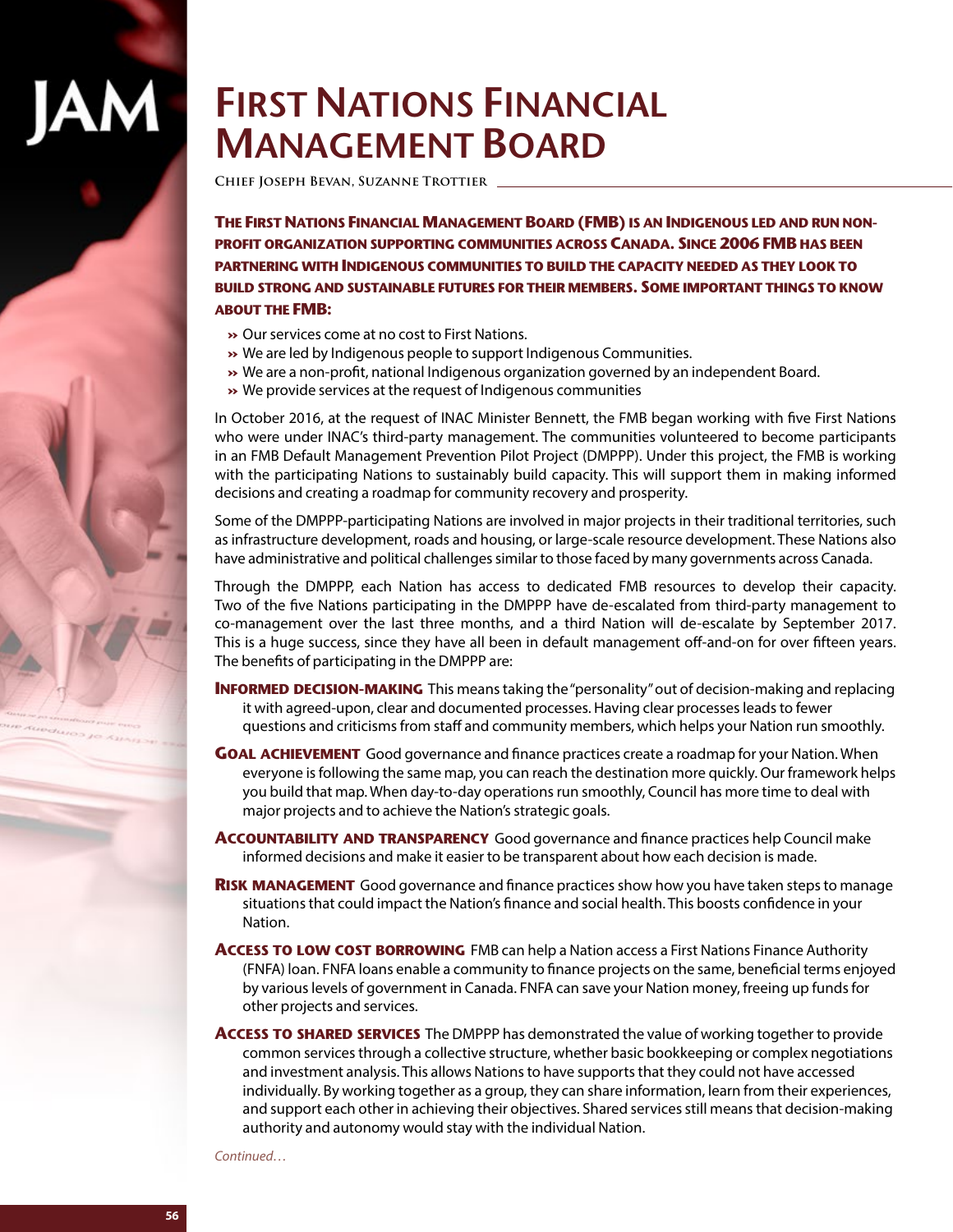# First Nations Financial Management Board

**Chief Joseph Bevan, Suzanne Trottier**

**The First Nations Financial Management Board (FMB) is an Indigenous led and run non-profit organization supporting communities across Canada. Since 2006 FMB has been partnering with Indigenous communities to build the capacity needed as they look to build strong and sustainable futures for their members. Some important things to know about the FMB:**

- Our services come at no cost to First Nations.
- We are led by Indigenous people to support Indigenous Communities.
- We are a non-profit, national Indigenous organization governed by an independent Board.
- We provide services at the request of Indigenous communities

In October 2016, at the request of INAC Minister Bennett, the FMB began working with five First Nations who were under INAC's third-party management. The communities volunteered to become participants in an FMB Default Management Prevention Pilot Project (DMPPP). Under this project, the FMB is working with the participating Nations to sustainably build capacity. This will support them in making informed decisions and creating a roadmap for community recovery and prosperity.

Some of the DMPPP-participating Nations are involved in major projects in their traditional territories, such as infrastructure development, roads and housing, or large-scale resource development. These Nations also have administrative and political challenges similar to those faced by many governments across Canada.

Through the DMPPP, each Nation has access to dedicated FMB resources to develop their capacity. Two of the five Nations participating in the DMPPP have de-escalated from third-party management to co-management over the last three months, and a third Nation will de-escalate by September 2017. This is a huge success, since they have all been in default management off-and-on for over fifteen years. The benefits of participating in the DMPPP are:

**Informed decision-making** This means taking the "personality" out of decision-making and replacing it with agreed-upon, clear and documented processes. Having clear processes leads to fewer questions and criticisms from staff and community members, which helps your Nation run smoothly.

**Goal achievement** Good governance and finance practices create a roadmap for your Nation. When everyone is following the same map, you can reach the destination more quickly. Our framework helps you build that map. When day-to-day operations run smoothly, Council has more time to deal with major projects and to achieve the Nation's strategic goals.

**Accountability and transparency** Good governance and finance practices help Council make informed decisions and make it easier to be transparent about how each decision is made.

**Risk management** Good governance and finance practices show how you have taken steps to manage situations that could impact the Nation's finance and social health. This boosts confidence in your Nation.

**Access to low cost borrowing** FMB can help a Nation access a First Nations Finance Authority (FNFA) loan. FNFA loans enable a community to finance projects on the same, beneficial terms enjoyed by various levels of government in Canada. FNFA can save your Nation money, freeing up funds for other projects and services.

**Access to shared services** The DMPPP has demonstrated the value of working together to provide common services through a collective structure, whether basic bookkeeping or complex negotiations and investment analysis. This allows Nations to have supports that they could not have accessed individually. By working together as a group, they can share information, learn from their experiences, and support each other in achieving their objectives. Shared services still means that decision-making authority and autonomy would stay with the individual Nation.

*Continued…*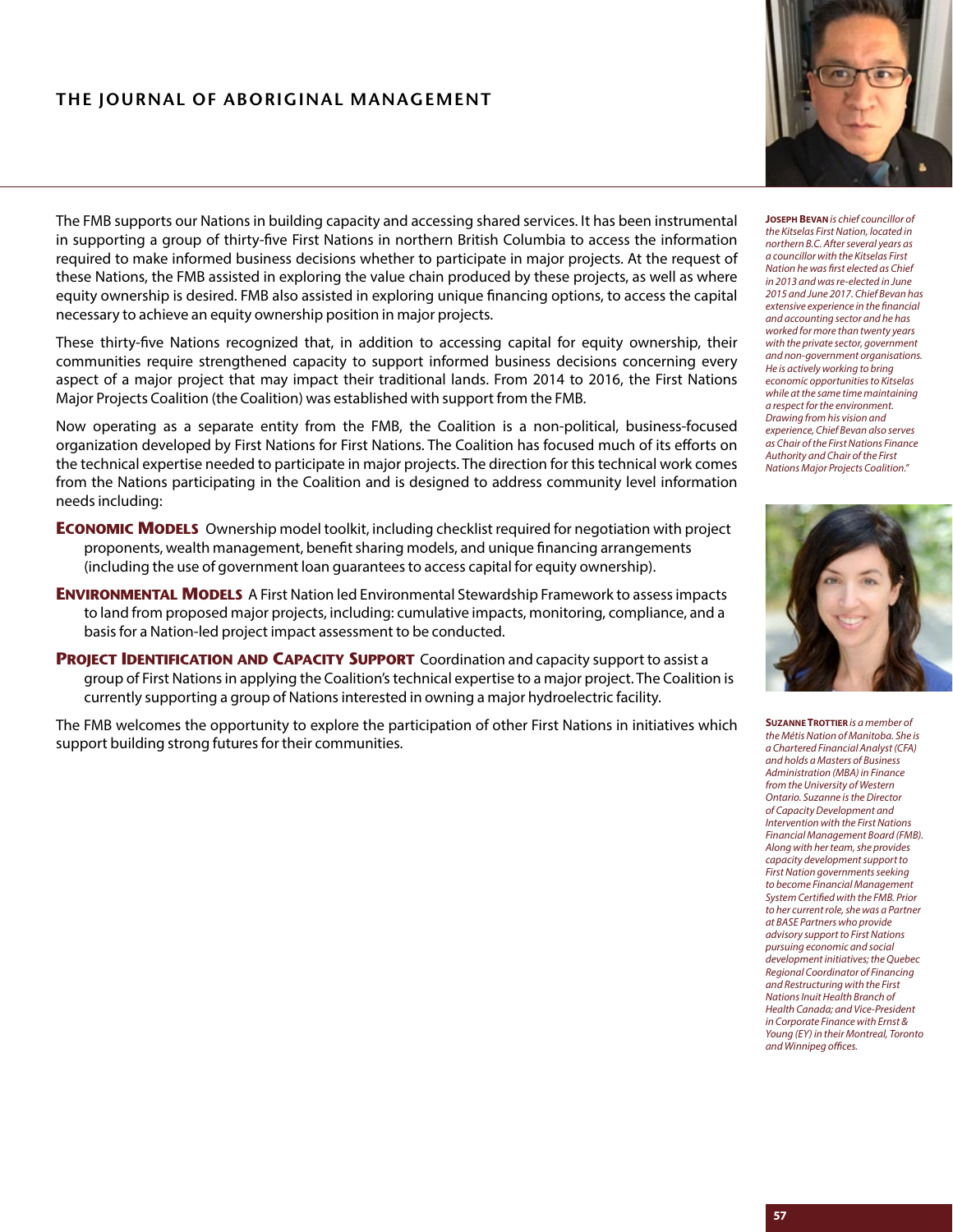The FMB supports our Nations in building capacity and accessing shared services. It has been instrumental in supporting a group of thirty-five First Nations in northern British Columbia to access the information required to make informed business decisions whether to participate in major projects. At the request of these Nations, the FMB assisted in exploring the value chain produced by these projects, as well as where equity ownership is desired. FMB also assisted in exploring unique financing options, to access the capital necessary to achieve an equity ownership position in major projects.

These thirty-five Nations recognized that, in addition to accessing capital for equity ownership, their communities require strengthened capacity to support informed business decisions concerning every aspect of a major project that may impact their traditional lands. From 2014 to 2016, the First Nations Major Projects Coalition (the Coalition) was established with support from the FMB.

Now operating as a separate entity from the FMB, the Coalition is a non-political, business-focused organization developed by First Nations for First Nations. The Coalition has focused much of its efforts on the technical expertise needed to participate in major projects. The direction for this technical work comes from the Nations participating in the Coalition and is designed to address community level information needs including:

- **Economic Models** Ownership model toolkit, including checklist required for negotiation with project proponents, wealth management, benefit sharing models, and unique financing arrangements (including the use of government loan guarantees to access capital for equity ownership).
- **Environmental Models** A First Nation led Environmental Stewardship Framework to assess impacts to land from proposed major projects, including: cumulative impacts, monitoring, compliance, and a basis for a Nation-led project impact assessment to be conducted.
- **Project Identification and Capacity Support** Coordination and capacity support to assist a group of First Nations in applying the Coalition's technical expertise to a major project. The Coalition is currently supporting a group of Nations interested in owning a major hydroelectric facility.

The FMB welcomes the opportunity to explore the participation of other First Nations in initiatives which support building strong futures for their communities.

***Joseph Bevan** is chief councillor of the Kitselas First Nation, located in northern B.C. After several years as a councillor with the Kitselas First Nation he was first elected as Chief in 2013 and was re-elected in June 2015 and June 2017. Chief Bevan has extensive experience in the financial and accounting sector and he has worked for more than twenty years with the private sector, government and non-government organisations. He is actively working to bring economic opportunities to Kitselas while at the same time maintaining a respect for the environment. Drawing from his vision and experience, Chief Bevan also serves as Chair of the First Nations Finance Authority and Chair of the First Nations Major Projects Coalition."*

***Suzanne Trottier** is a member of the Métis Nation of Manitoba. She is a Chartered Financial Analyst (CFA) and holds a Masters of Business Administration (MBA) in Finance from the University of Western Ontario. Suzanne is the Director of Capacity Development and Intervention with the First Nations Financial Management Board (FMB). Along with her team, she provides capacity development support to First Nation governments seeking to become Financial Management System Certified with the FMB. Prior to her current role, she was a Partner at BASE Partners who provide advisory support to First Nations pursuing economic and social development initiatives; the Quebec Regional Coordinator of Financing and Restructuring with the First Nations Inuit Health Branch of Health Canada; and Vice-President in Corporate Finance with Ernst & Young (EY) in their Montreal, Toronto and Winnipeg offices.*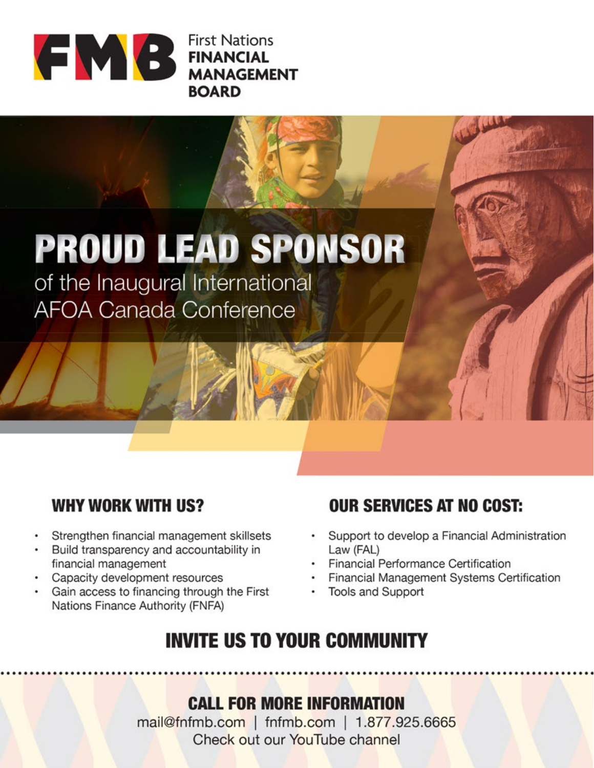# FMB First Nations FINANCIAL MANAGEMENT BOARD

# PROUD LEAD SPONSOR

of the Inaugural International AFOA Canada Conference

## WHY WORK WITH US?

- Strengthen financial management skillsets
- Build transparency and accountability in financial management
- Capacity development resources
- Gain access to financing through the First Nations Finance Authority (FNFA)

## OUR SERVICES AT NO COST:

- Support to develop a Financial Administration Law (FAL)
- Financial Performance Certification
- Financial Management Systems Certification
- Tools and Support

## INVITE US TO YOUR COMMUNITY

## CALL FOR MORE INFORMATION

mail@fnfmb.com | fnfmb.com | 1.877.925.6665

Check out our YouTube channel